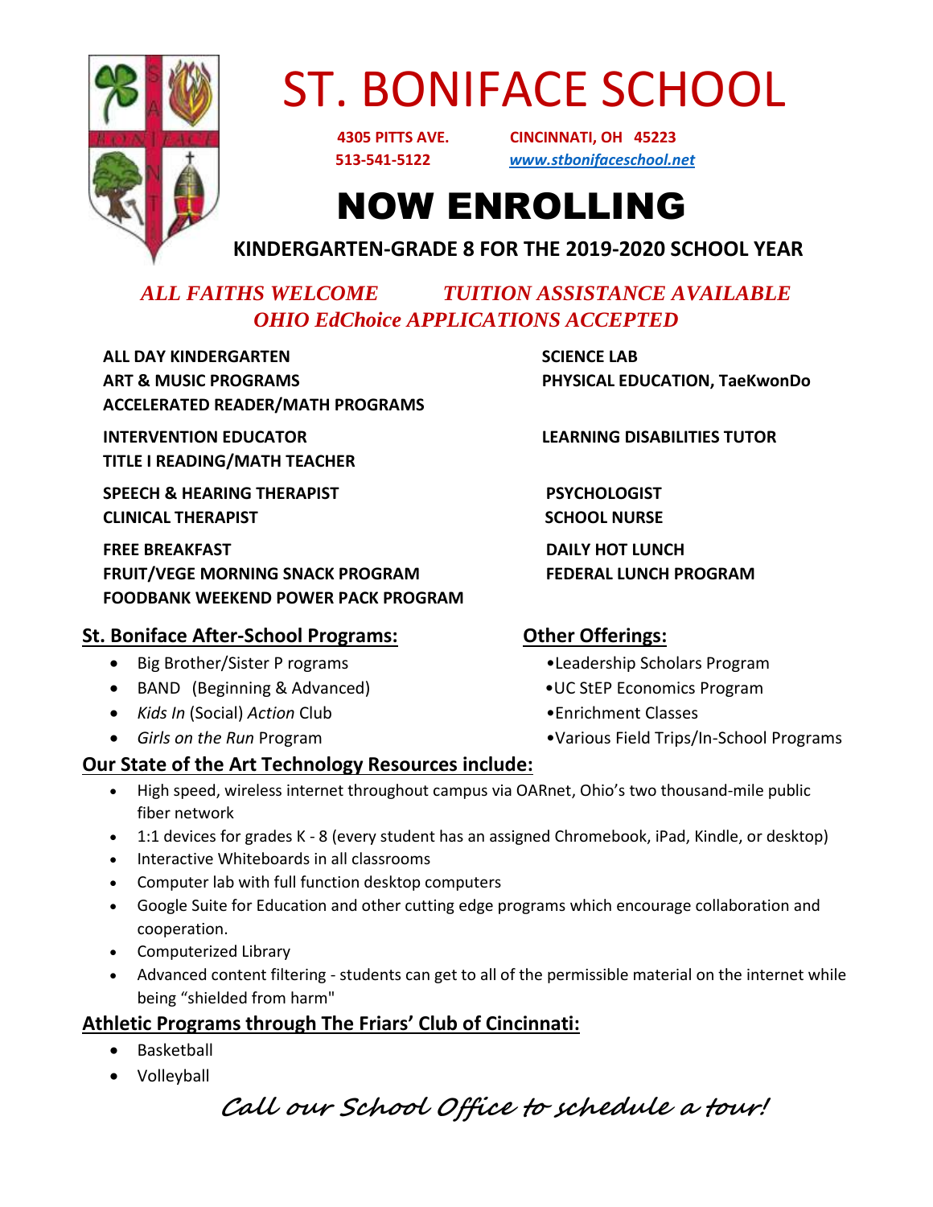# ST. BONIFACE SCHOOL

**4305 PITTS AVE. CINCINNATI, OH 45223**
**513-541-5122 [www.stbonifaceschool.net](http://www.stbonifaceschool.net)**

# NOW ENROLLING

**KINDERGARTEN-GRADE 8 FOR THE 2019-2020 SCHOOL YEAR**

***ALL FAITHS WELCOME TUITION ASSISTANCE AVAILABLE***
***OHIO EdChoice APPLICATIONS ACCEPTED***

**ALL DAY KINDERGARTEN**
**ART & MUSIC PROGRAMS**
**ACCELERATED READER/MATH PROGRAMS**
**SCIENCE LAB**
**PHYSICAL EDUCATION, TaeKwonDo**

**INTERVENTION EDUCATOR**
**TITLE I READING/MATH TEACHER**
**LEARNING DISABILITIES TUTOR**

**SPEECH & HEARING THERAPIST**
**CLINICAL THERAPIST**
**PSYCHOLOGIST**
**SCHOOL NURSE**

**FREE BREAKFAST**
**FRUIT/VEGE MORNING SNACK PROGRAM**
**FOODBANK WEEKEND POWER PACK PROGRAM**
**DAILY HOT LUNCH**
**FEDERAL LUNCH PROGRAM**

## St. Boniface After-School Programs:

- Big Brother/Sister P rograms
- BAND (Beginning & Advanced)
- *Kids In* (Social) *Action* Club
- *Girls on the Run* Program

## Other Offerings:

- Leadership Scholars Program
- UC StEP Economics Program
- Enrichment Classes
- Various Field Trips/In-School Programs

## Our State of the Art Technology Resources include:

- High speed, wireless internet throughout campus via OARnet, Ohio's two thousand-mile public fiber network
- 1:1 devices for grades K - 8 (every student has an assigned Chromebook, iPad, Kindle, or desktop)
- Interactive Whiteboards in all classrooms
- Computer lab with full function desktop computers
- Google Suite for Education and other cutting edge programs which encourage collaboration and cooperation.
- Computerized Library
- Advanced content filtering - students can get to all of the permissible material on the internet while being "shielded from harm"

## Athletic Programs through The Friars' Club of Cincinnati:

- Basketball
- Volleyball

*Call our School Office to schedule a tour!*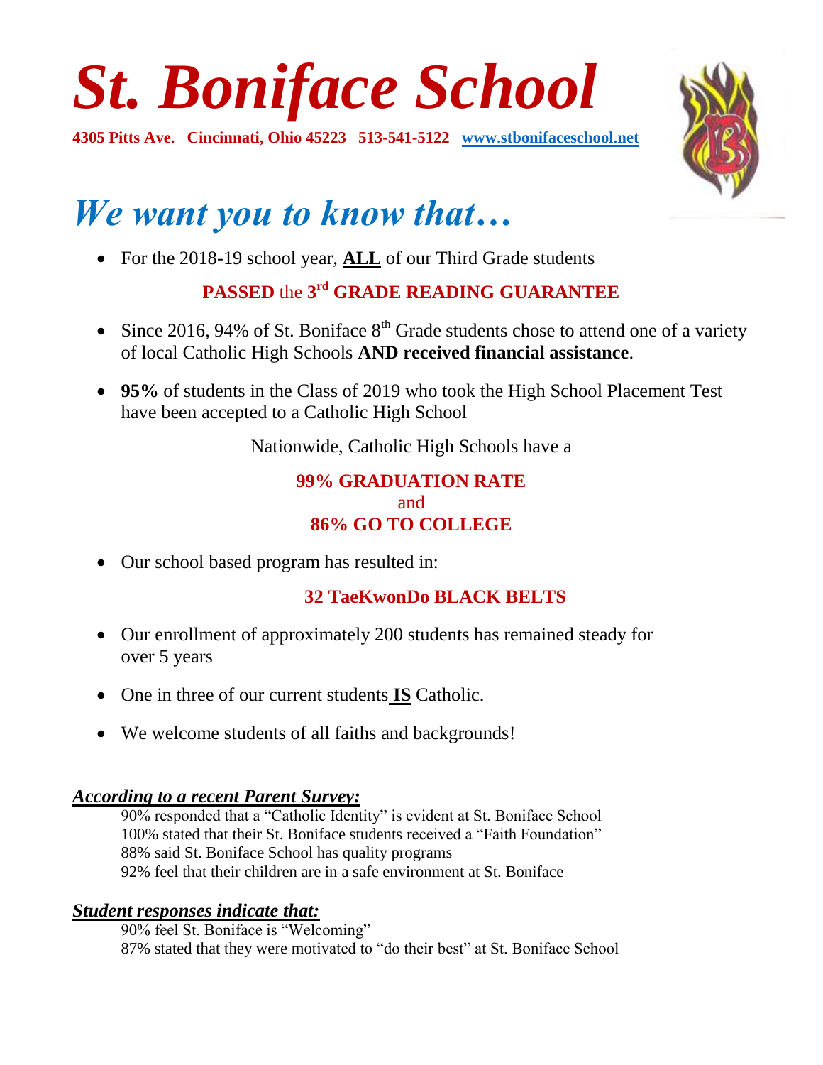# *St. Boniface School*

**4305 Pitts Ave. Cincinnati, Ohio 45223 513-541-5122 www.stbonifaceschool.net**

## *We want you to know that…*

- For the 2018-19 school year, **ALL** of our Third Grade students

  **PASSED** the **3rd GRADE READING GUARANTEE**

- Since 2016, 94% of St. Boniface 8th Grade students chose to attend one of a variety of local Catholic High Schools **AND received financial assistance**.

- **95%** of students in the Class of 2019 who took the High School Placement Test have been accepted to a Catholic High School

  Nationwide, Catholic High Schools have a

  **99% GRADUATION RATE**
  and
  **86% GO TO COLLEGE**

- Our school based program has resulted in:

  **32 TaeKwonDo BLACK BELTS**

- Our enrollment of approximately 200 students has remained steady for over 5 years

- One in three of our current students **IS** Catholic.

- We welcome students of all faiths and backgrounds!

***According to a recent Parent Survey:***

90% responded that a "Catholic Identity" is evident at St. Boniface School
100% stated that their St. Boniface students received a "Faith Foundation"
88% said St. Boniface School has quality programs
92% feel that their children are in a safe environment at St. Boniface

***Student responses indicate that:***

90% feel St. Boniface is "Welcoming"
87% stated that they were motivated to "do their best" at St. Boniface School